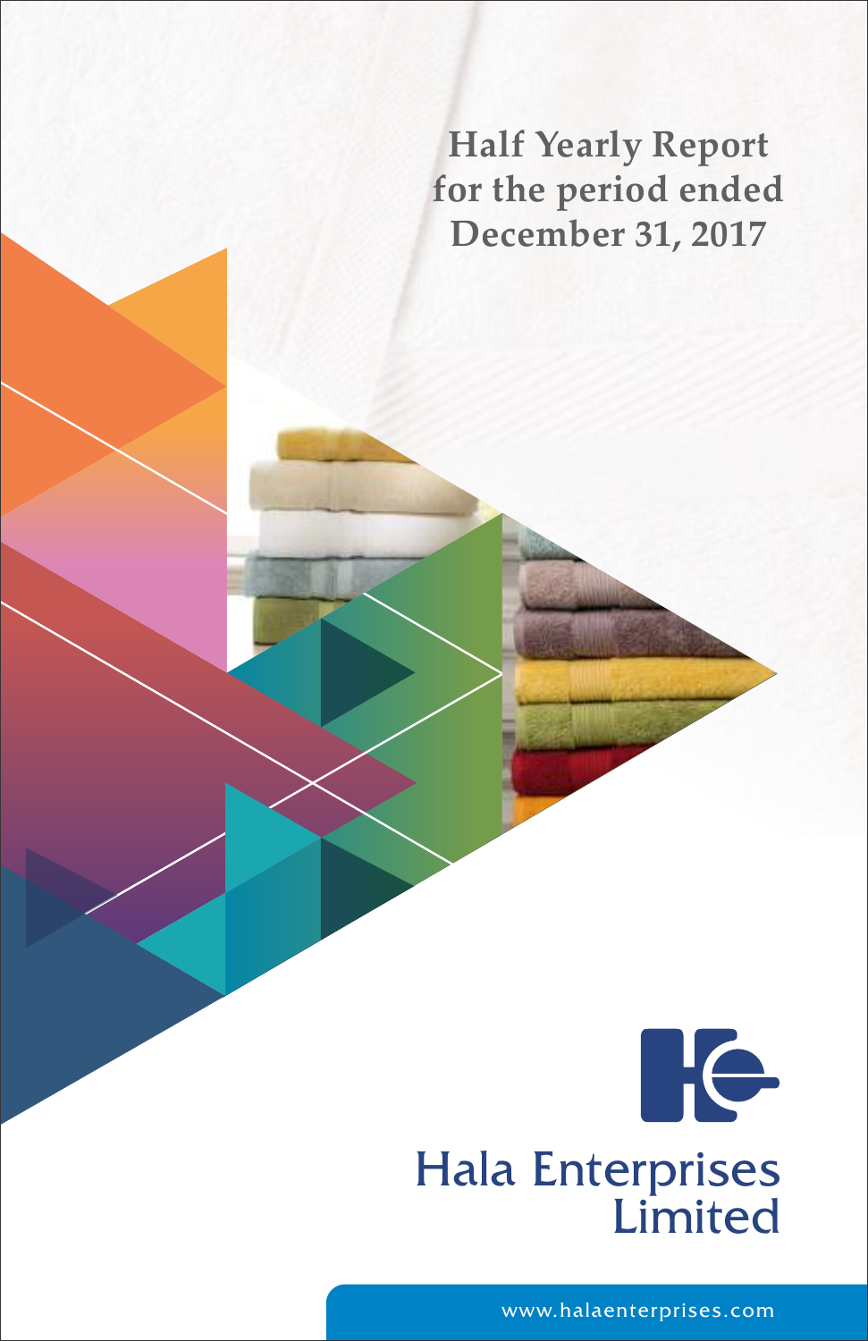# Half Yearly Report for the period ended December 31, 2017

Hala Enterprises Limited

www.halaenterprises.com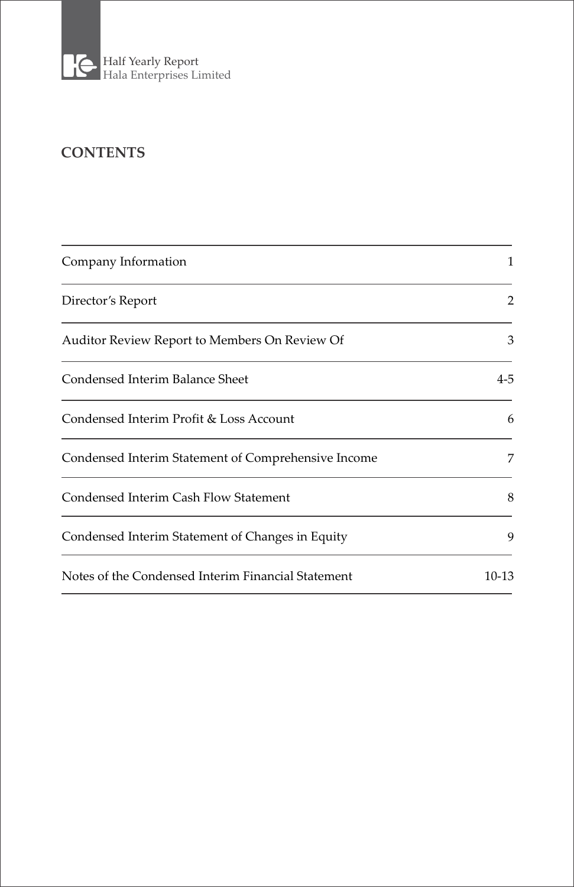# CONTENTS

| | |
|---|---|
| Company Information | 1 |
| Director's Report | 2 |
| Auditor Review Report to Members On Review Of | 3 |
| Condensed Interim Balance Sheet | 4-5 |
| Condensed Interim Profit & Loss Account | 6 |
| Condensed Interim Statement of Comprehensive Income | 7 |
| Condensed Interim Cash Flow Statement | 8 |
| Condensed Interim Statement of Changes in Equity | 9 |
| Notes of the Condensed Interim Financial Statement | 10-13 |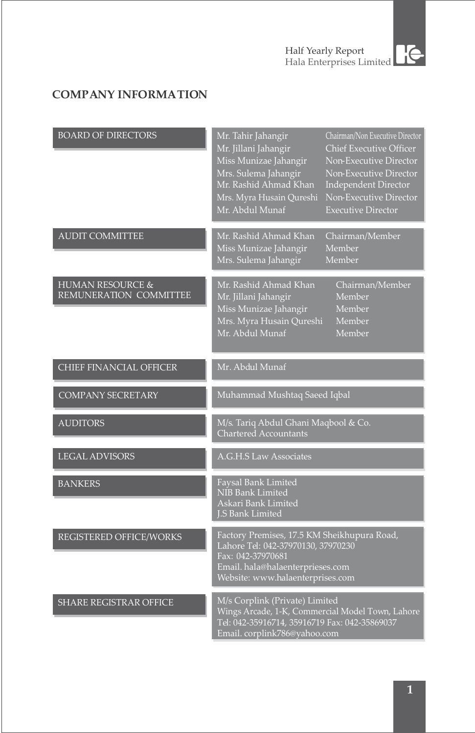## COMPANY INFORMATION

| | | |
|---|---|---|
| BOARD OF DIRECTORS | Mr. Tahir Jahangir | Chairman/Non Executive Director |
| | Mr. Jillani Jahangir | Chief Executive Officer |
| | Miss Munizae Jahangir | Non-Executive Director |
| | Mrs. Sulema Jahangir | Non-Executive Director |
| | Mr. Rashid Ahmad Khan | Independent Director |
| | Mrs. Myra Husain Qureshi | Non-Executive Director |
| | Mr. Abdul Munaf | Executive Director |
| AUDIT COMMITTEE | Mr. Rashid Ahmad Khan | Chairman/Member |
| | Miss Munizae Jahangir | Member |
| | Mrs. Sulema Jahangir | Member |
| HUMAN RESOURCE & REMUNERATION COMMITTEE | Mr. Rashid Ahmad Khan | Chairman/Member |
| | Mr. Jillani Jahangir | Member |
| | Miss Munizae Jahangir | Member |
| | Mrs. Myra Husain Qureshi | Member |
| | Mr. Abdul Munaf | Member |
| CHIEF FINANCIAL OFFICER | Mr. Abdul Munaf | |
| COMPANY SECRETARY | Muhammad Mushtaq Saeed Iqbal | |
| AUDITORS | M/s. Tariq Abdul Ghani Maqbool & Co. Chartered Accountants | |
| LEGAL ADVISORS | A.G.H.S Law Associates | |
| BANKERS | Faysal Bank Limited<br>NIB Bank Limited<br>Askari Bank Limited<br>J.S Bank Limited | |
| REGISTERED OFFICE/WORKS | Factory Premises, 17.5 KM Sheikhupura Road, Lahore Tel: 042-37970130, 37970230<br>Fax: 042-37970681<br>Email. hala@halaenterprieses.com<br>Website: www.halaenterprises.com | |
| SHARE REGISTRAR OFFICE | M/s Corplink (Private) Limited<br>Wings Arcade, 1-K, Commercial Model Town, Lahore<br>Tel: 042-35916714, 35916719 Fax: 042-35869037<br>Email. corplink786@yahoo.com | |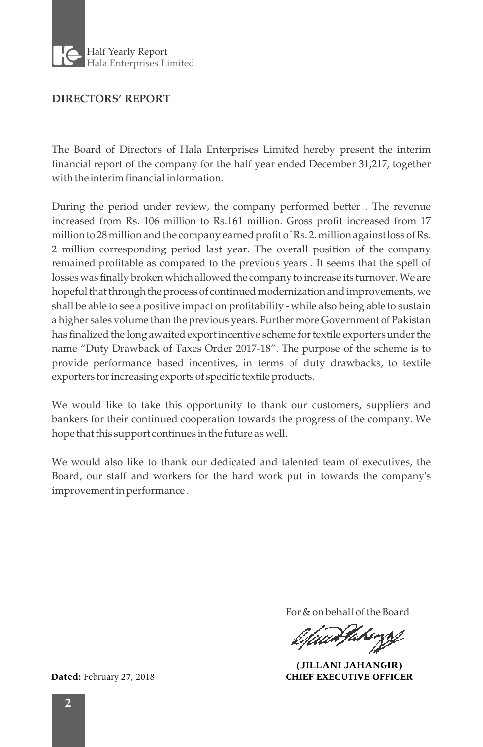## DIRECTORS' REPORT

The Board of Directors of Hala Enterprises Limited hereby present the interim financial report of the company for the half year ended December 31,217, together with the interim financial information.

During the period under review, the company performed better . The revenue increased from Rs. 106 million to Rs.161 million. Gross profit increased from 17 million to 28 million and the company earned profit of Rs. 2. million against loss of Rs. 2 million corresponding period last year. The overall position of the company remained profitable as compared to the previous years . It seems that the spell of losses was finally broken which allowed the company to increase its turnover. We are hopeful that through the process of continued modernization and improvements, we shall be able to see a positive impact on profitability - while also being able to sustain a higher sales volume than the previous years. Further more Government of Pakistan has finalized the long awaited export incentive scheme for textile exporters under the name "Duty Drawback of Taxes Order 2017-18". The purpose of the scheme is to provide performance based incentives, in terms of duty drawbacks, to textile exporters for increasing exports of specific textile products.

We would like to take this opportunity to thank our customers, suppliers and bankers for their continued cooperation towards the progress of the company. We hope that this support continues in the future as well.

We would also like to thank our dedicated and talented team of executives, the Board, our staff and workers for the hard work put in towards the company's improvement in performance .

For & on behalf of the Board

**(JILLANI JAHANGIR)**
**CHIEF EXECUTIVE OFFICER**

**Dated:** February 27, 2018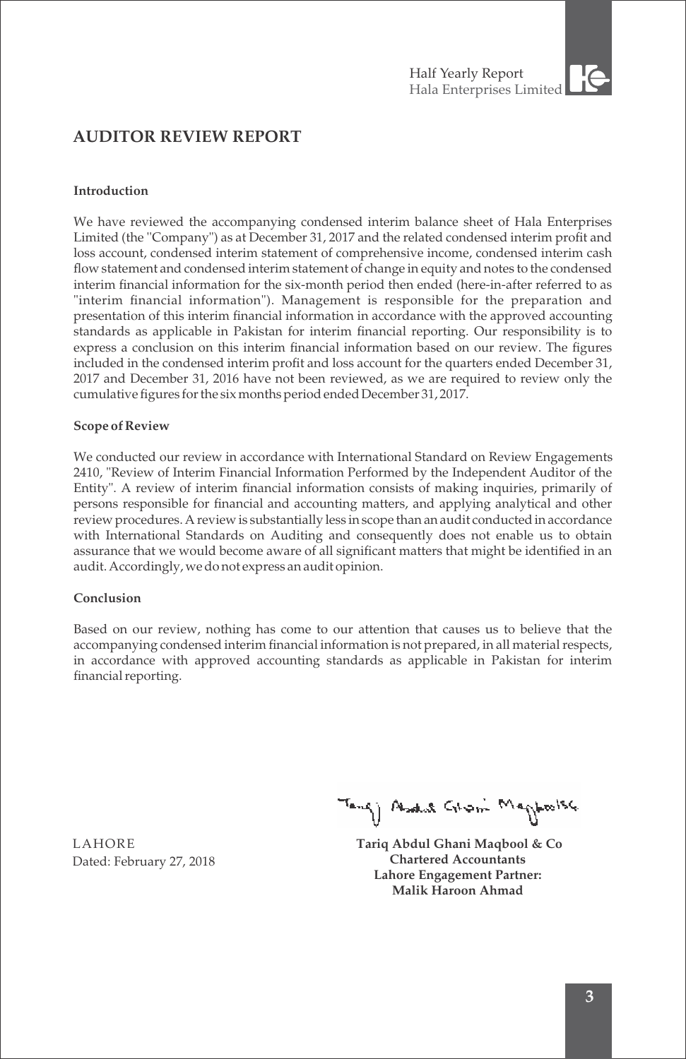# AUDITOR REVIEW REPORT

**Introduction**

We have reviewed the accompanying condensed interim balance sheet of Hala Enterprises Limited (the "Company") as at December 31, 2017 and the related condensed interim profit and loss account, condensed interim statement of comprehensive income, condensed interim cash flow statement and condensed interim statement of change in equity and notes to the condensed interim financial information for the six-month period then ended (here-in-after referred to as "interim financial information"). Management is responsible for the preparation and presentation of this interim financial information in accordance with the approved accounting standards as applicable in Pakistan for interim financial reporting. Our responsibility is to express a conclusion on this interim financial information based on our review. The figures included in the condensed interim profit and loss account for the quarters ended December 31, 2017 and December 31, 2016 have not been reviewed, as we are required to review only the cumulative figures for the six months period ended December 31, 2017.

**Scope of Review**

We conducted our review in accordance with International Standard on Review Engagements 2410, "Review of Interim Financial Information Performed by the Independent Auditor of the Entity". A review of interim financial information consists of making inquiries, primarily of persons responsible for financial and accounting matters, and applying analytical and other review procedures. A review is substantially less in scope than an audit conducted in accordance with International Standards on Auditing and consequently does not enable us to obtain assurance that we would become aware of all significant matters that might be identified in an audit. Accordingly, we do not express an audit opinion.

**Conclusion**

Based on our review, nothing has come to our attention that causes us to believe that the accompanying condensed interim financial information is not prepared, in all material respects, in accordance with approved accounting standards as applicable in Pakistan for interim financial reporting.

LAHORE
Dated: February 27, 2018

**Tariq Abdul Ghani Maqbool & Co**
**Chartered Accountants**
**Lahore Engagement Partner:**
**Malik Haroon Ahmad**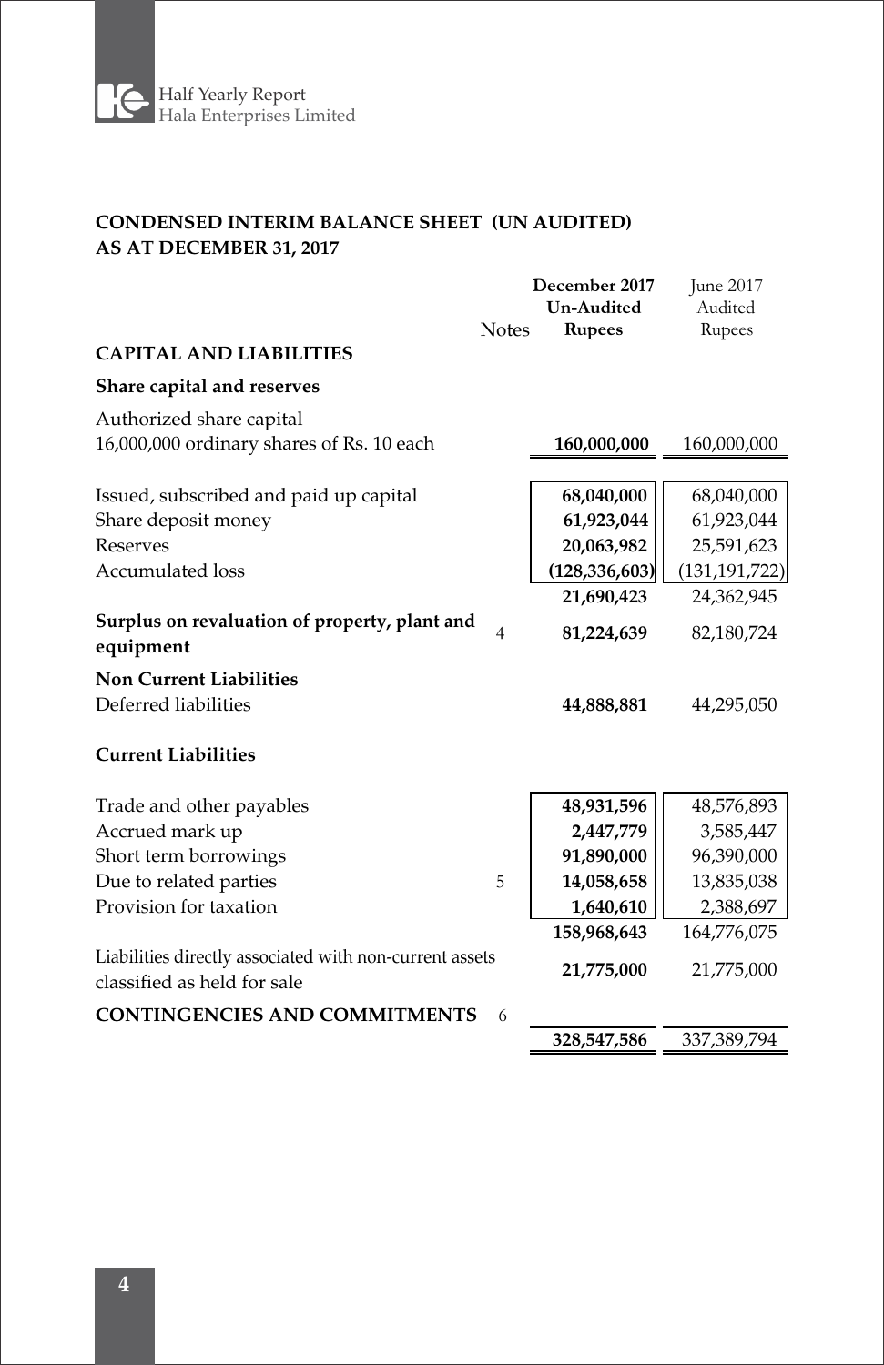## CONDENSED INTERIM BALANCE SHEET (UN AUDITED)
## AS AT DECEMBER 31, 2017

| | Notes | December 2017 Un-Audited Rupees | June 2017 Audited Rupees |
|---|---|---|---|
| **CAPITAL AND LIABILITIES** | | | |
| **Share capital and reserves** | | | |
| Authorized share capital | | | |
| 16,000,000 ordinary shares of Rs. 10 each | | **160,000,000** | 160,000,000 |
| | | | |
| Issued, subscribed and paid up capital | | **68,040,000** | 68,040,000 |
| Share deposit money | | **61,923,044** | 61,923,044 |
| Reserves | | **20,063,982** | 25,591,623 |
| Accumulated loss | | **(128,336,603)** | (131,191,722) |
| | | **21,690,423** | 24,362,945 |
| **Surplus on revaluation of property, plant and equipment** | 4 | **81,224,639** | 82,180,724 |
| **Non Current Liabilities** | | | |
| Deferred liabilities | | **44,888,881** | 44,295,050 |
| **Current Liabilities** | | | |
| Trade and other payables | | **48,931,596** | 48,576,893 |
| Accrued mark up | | **2,447,779** | 3,585,447 |
| Short term borrowings | | **91,890,000** | 96,390,000 |
| Due to related parties | 5 | **14,058,658** | 13,835,038 |
| Provision for taxation | | **1,640,610** | 2,388,697 |
| | | **158,968,643** | 164,776,075 |
| Liabilities directly associated with non-current assets classified as held for sale | | **21,775,000** | 21,775,000 |
| **CONTINGENCIES AND COMMITMENTS** | 6 | | |
| | | **328,547,586** | 337,389,794 |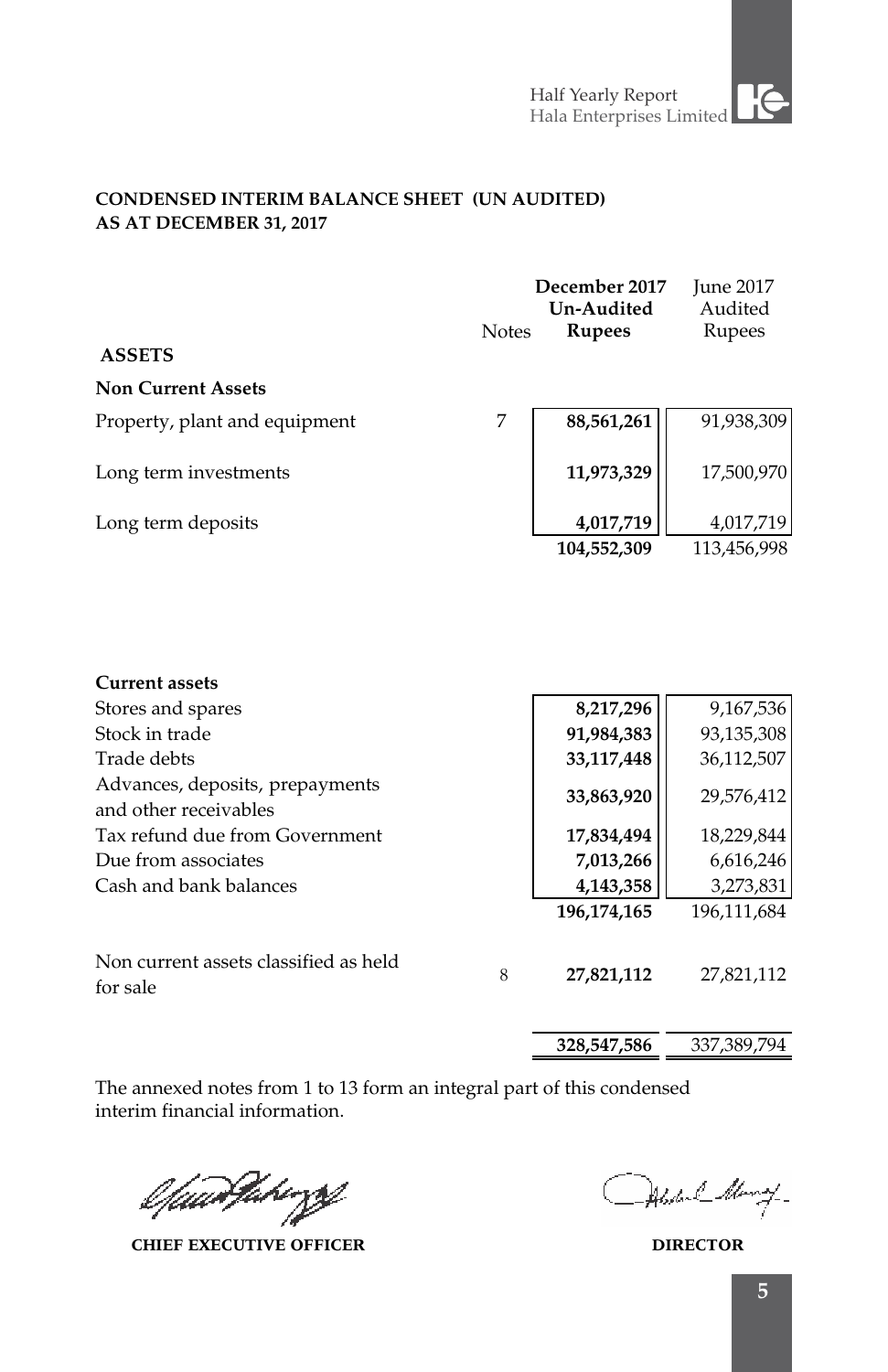**CONDENSED INTERIM BALANCE SHEET (UN AUDITED)**
**AS AT DECEMBER 31, 2017**

| | Notes | December 2017 Un-Audited Rupees | June 2017 Audited Rupees |
|---|---|---|---|
| **ASSETS** | | | |
| **Non Current Assets** | | | |
| Property, plant and equipment | 7 | **88,561,261** | 91,938,309 |
| Long term investments | | **11,973,329** | 17,500,970 |
| Long term deposits | | **4,017,719** | 4,017,719 |
| | | **104,552,309** | 113,456,998 |
| **Current assets** | | | |
| Stores and spares | | **8,217,296** | 9,167,536 |
| Stock in trade | | **91,984,383** | 93,135,308 |
| Trade debts | | **33,117,448** | 36,112,507 |
| Advances, deposits, prepayments and other receivables | | **33,863,920** | 29,576,412 |
| Tax refund due from Government | | **17,834,494** | 18,229,844 |
| Due from associates | | **7,013,266** | 6,616,246 |
| Cash and bank balances | | **4,143,358** | 3,273,831 |
| | | **196,174,165** | 196,111,684 |
| Non current assets classified as held for sale | 8 | **27,821,112** | 27,821,112 |
| | | **328,547,586** | 337,389,794 |

The annexed notes from 1 to 13 form an integral part of this condensed interim financial information.

**CHIEF EXECUTIVE OFFICER** **DIRECTOR**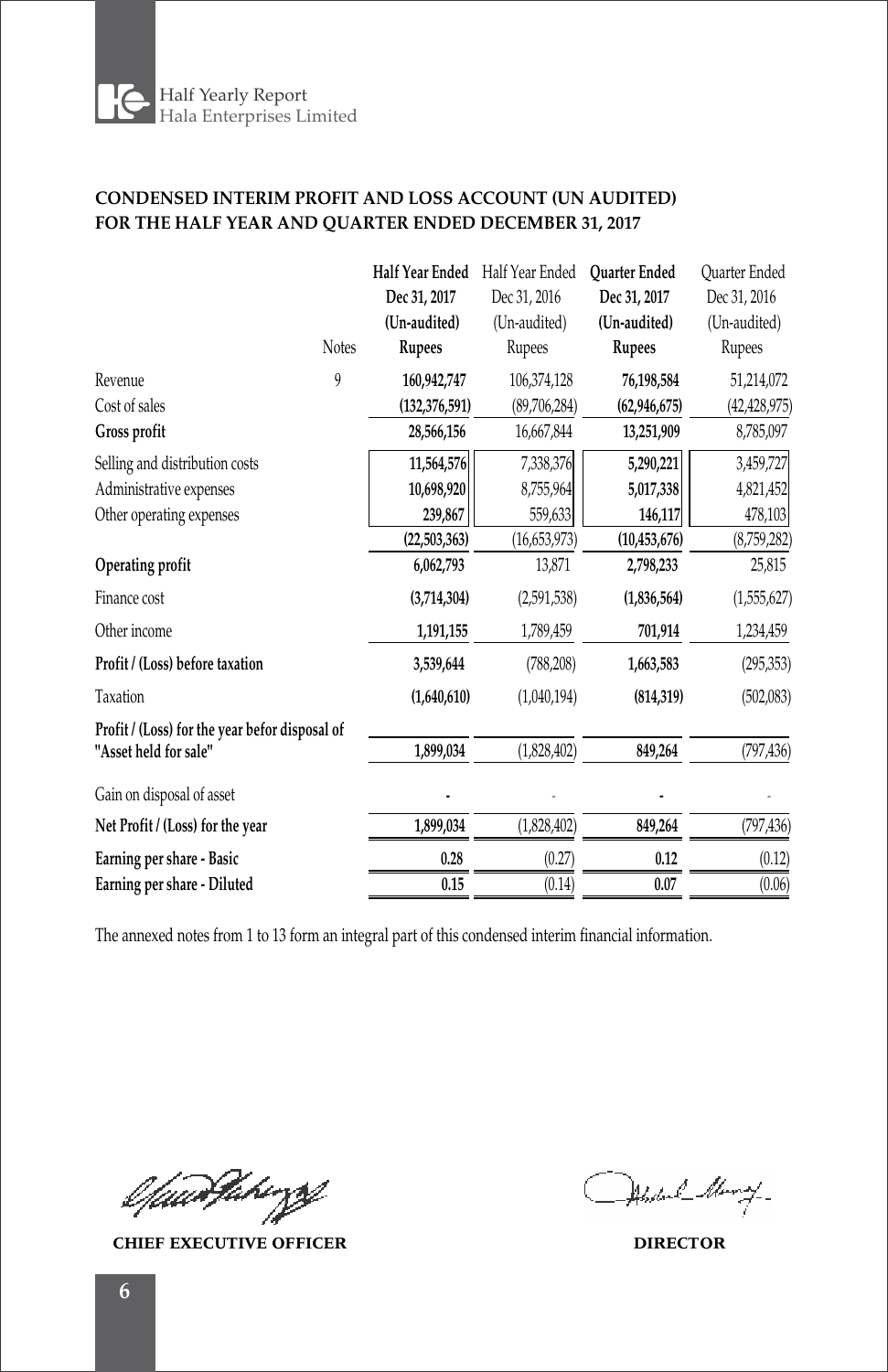**CONDENSED INTERIM PROFIT AND LOSS ACCOUNT (UN AUDITED)**
**FOR THE HALF YEAR AND QUARTER ENDED DECEMBER 31, 2017**

| | Notes | **Half Year Ended Dec 31, 2017 (Un-audited) Rupees** | Half Year Ended Dec 31, 2016 (Un-audited) Rupees | **Quarter Ended Dec 31, 2017 (Un-audited) Rupees** | Quarter Ended Dec 31, 2016 (Un-audited) Rupees |
|---|---|---|---|---|---|
| Revenue | 9 | **160,942,747** | 106,374,128 | **76,198,584** | 51,214,072 |
| Cost of sales | | **(132,376,591)** | (89,706,284) | **(62,946,675)** | (42,428,975) |
| **Gross profit** | | **28,566,156** | 16,667,844 | **13,251,909** | 8,785,097 |
| Selling and distribution costs | | **11,564,576** | 7,338,376 | **5,290,221** | 3,459,727 |
| Administrative expenses | | **10,698,920** | 8,755,964 | **5,017,338** | 4,821,452 |
| Other operating expenses | | **239,867** | 559,633 | **146,117** | 478,103 |
| | | **(22,503,363)** | (16,653,973) | **(10,453,676)** | (8,759,282) |
| **Operating profit** | | **6,062,793** | 13,871 | **2,798,233** | 25,815 |
| Finance cost | | **(3,714,304)** | (2,591,538) | **(1,836,564)** | (1,555,627) |
| Other income | | **1,191,155** | 1,789,459 | **701,914** | 1,234,459 |
| **Profit / (Loss) before taxation** | | **3,539,644** | (788,208) | **1,663,583** | (295,353) |
| Taxation | | **(1,640,610)** | (1,040,194) | **(814,319)** | (502,083) |
| **Profit / (Loss) for the year befor disposal of "Asset held for sale"** | | **1,899,034** | (1,828,402) | **849,264** | (797,436) |
| Gain on disposal of asset | | **-** | - | **-** | - |
| **Net Profit / (Loss) for the year** | | **1,899,034** | (1,828,402) | **849,264** | (797,436) |
| **Earning per share - Basic** | | **0.28** | (0.27) | **0.12** | (0.12) |
| **Earning per share - Diluted** | | **0.15** | (0.14) | **0.07** | (0.06) |

The annexed notes from 1 to 13 form an integral part of this condensed interim financial information.

**CHIEF EXECUTIVE OFFICER**

**DIRECTOR**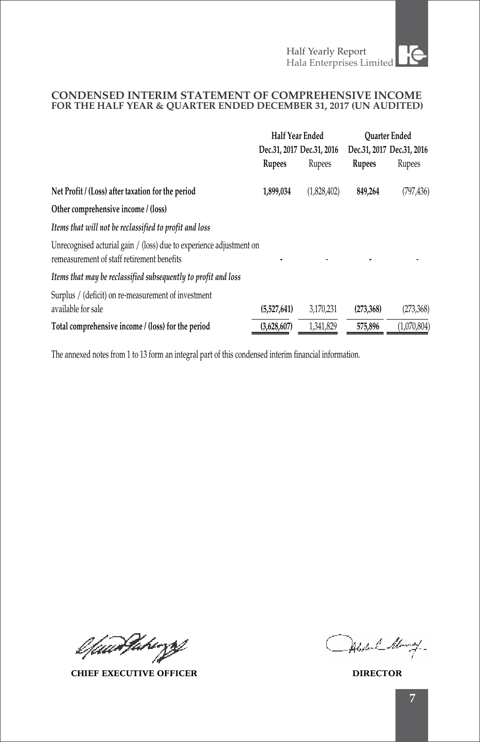## CONDENSED INTERIM STATEMENT OF COMPREHENSIVE INCOME
### FOR THE HALF YEAR & QUARTER ENDED DECEMBER 31, 2017 (UN AUDITED)

| | Half Year Ended | | Quarter Ended | |
|---|---|---|---|---|
| | Dec.31, 2017 | Dec.31, 2016 | Dec.31, 2017 | Dec.31, 2016 |
| | **Rupees** | Rupees | **Rupees** | Rupees |
| **Net Profit / (Loss) after taxation for the period** | **1,899,034** | (1,828,402) | **849,264** | (797,436) |
| **Other comprehensive income / (loss)** | | | | |
| *Items that will not be reclassified to profit and loss* | | | | |
| Unrecognised acturial gain / (loss) due to experience adjustment on remeasurement of staff retirement benefits | **-** | - | **-** | - |
| *Items that may be reclassified subsequently to profit and loss* | | | | |
| Surplus / (deficit) on re-measurement of investment available for sale | **(5,527,641)** | 3,170,231 | **(273,368)** | (273,368) |
| **Total comprehensive income / (loss) for the period** | **(3,628,607)** | 1,341,829 | **575,896** | (1,070,804) |

The annexed notes from 1 to 13 form an integral part of this condensed interim financial information.

**CHIEF EXECUTIVE OFFICER** **DIRECTOR**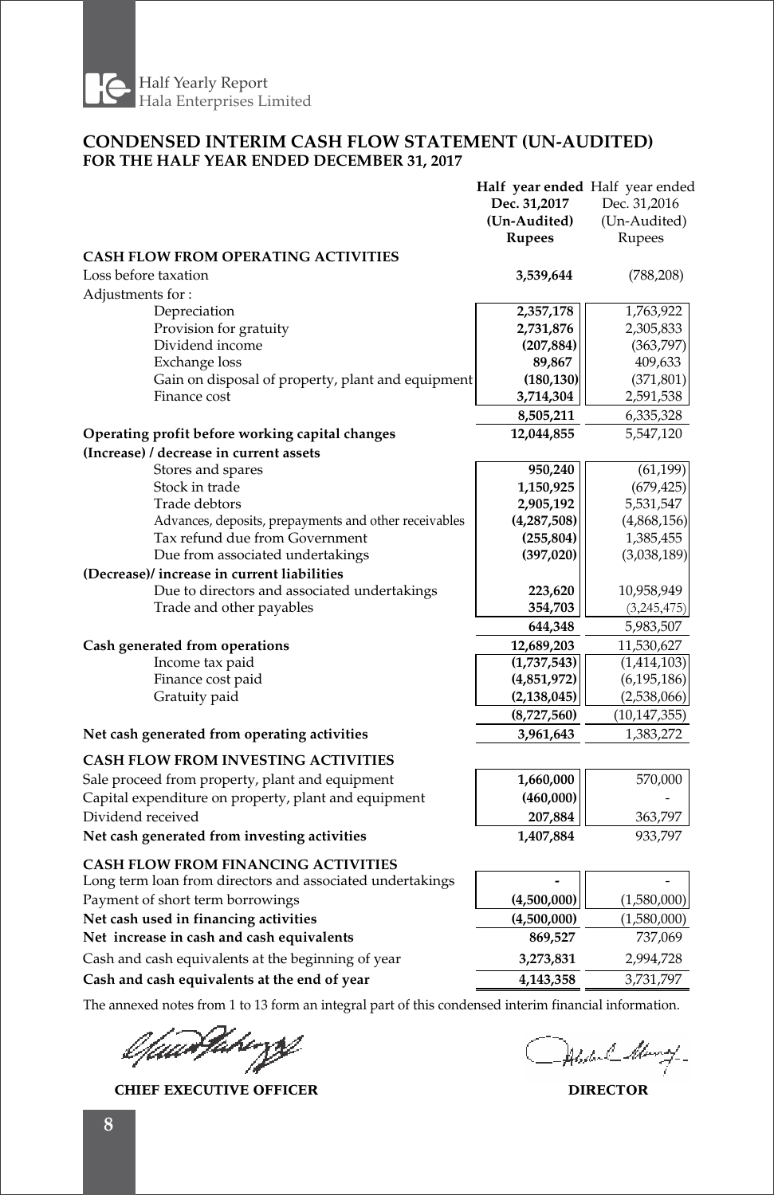## CONDENSED INTERIM CASH FLOW STATEMENT (UN-AUDITED)
### FOR THE HALF YEAR ENDED DECEMBER 31, 2017

| | Half year ended Dec. 31,2017 (Un-Audited) Rupees | Half year ended Dec. 31,2016 (Un-Audited) Rupees |
|---|---|---|
| **CASH FLOW FROM OPERATING ACTIVITIES** | | |
| Loss before taxation | **3,539,644** | (788,208) |
| Adjustments for : | | |
| Depreciation | **2,357,178** | 1,763,922 |
| Provision for gratuity | **2,731,876** | 2,305,833 |
| Dividend income | **(207,884)** | (363,797) |
| Exchange loss | **89,867** | 409,633 |
| Gain on disposal of property, plant and equipment | **(180,130)** | (371,801) |
| Finance cost | **3,714,304** | 2,591,538 |
| | **8,505,211** | 6,335,328 |
| **Operating profit before working capital changes** | **12,044,855** | 5,547,120 |
| **(Increase) / decrease in current assets** | | |
| Stores and spares | **950,240** | (61,199) |
| Stock in trade | **1,150,925** | (679,425) |
| Trade debtors | **2,905,192** | 5,531,547 |
| Advances, deposits, prepayments and other receivables | **(4,287,508)** | (4,868,156) |
| Tax refund due from Government | **(255,804)** | 1,385,455 |
| Due from associated undertakings | **(397,020)** | (3,038,189) |
| **(Decrease)/ increase in current liabilities** | | |
| Due to directors and associated undertakings | **223,620** | 10,958,949 |
| Trade and other payables | **354,703** | (3,245,475) |
| | **644,348** | 5,983,507 |
| **Cash generated from operations** | **12,689,203** | 11,530,627 |
| Income tax paid | **(1,737,543)** | (1,414,103) |
| Finance cost paid | **(4,851,972)** | (6,195,186) |
| Gratuity paid | **(2,138,045)** | (2,538,066) |
| | **(8,727,560)** | (10,147,355) |
| **Net cash generated from operating activities** | **3,961,643** | 1,383,272 |
| **CASH FLOW FROM INVESTING ACTIVITIES** | | |
| Sale proceed from property, plant and equipment | **1,660,000** | 570,000 |
| Capital expenditure on property, plant and equipment | **(460,000)** | - |
| Dividend received | **207,884** | 363,797 |
| **Net cash generated from investing activities** | **1,407,884** | 933,797 |
| **CASH FLOW FROM FINANCING ACTIVITIES** | | |
| Long term loan from directors and associated undertakings | **-** | - |
| Payment of short term borrowings | **(4,500,000)** | (1,580,000) |
| **Net cash used in financing activities** | **(4,500,000)** | (1,580,000) |
| **Net increase in cash and cash equivalents** | **869,527** | 737,069 |
| Cash and cash equivalents at the beginning of year | **3,273,831** | 2,994,728 |
| **Cash and cash equivalents at the end of year** | **4,143,358** | 3,731,797 |

The annexed notes from 1 to 13 form an integral part of this condensed interim financial information.

**CHIEF EXECUTIVE OFFICER** | **DIRECTOR**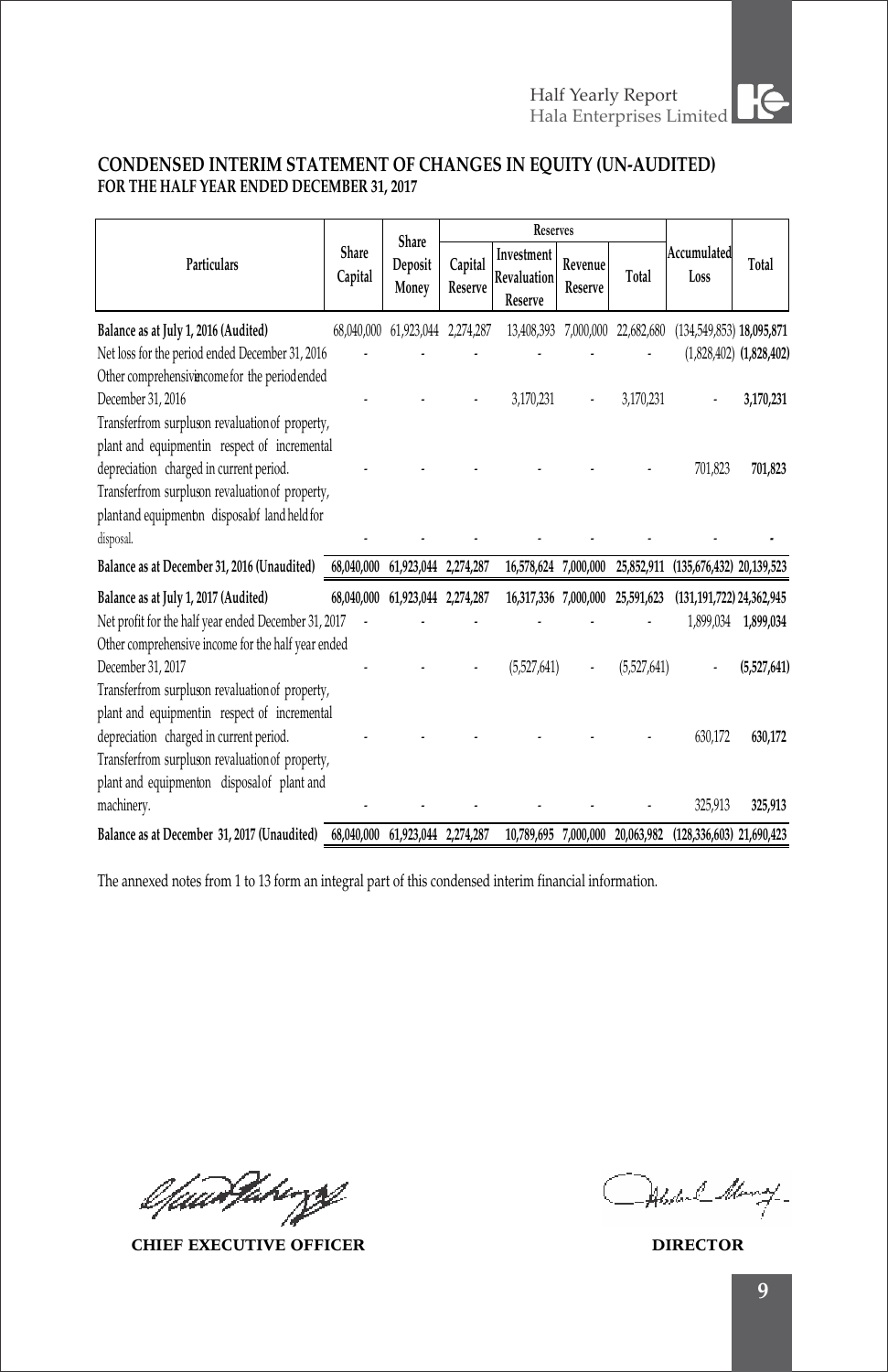## CONDENSED INTERIM STATEMENT OF CHANGES IN EQUITY (UN-AUDITED)
### FOR THE HALF YEAR ENDED DECEMBER 31, 2017

| Particulars | Share Capital | Share Deposit Money | Reserves | | | | Accumulated Loss | Total |
|---|---|---|---|---|---|---|---|---|
| | | | Capital Reserve | Investment Revaluation Reserve | Revenue Reserve | Total | | |
| **Balance as at July 1, 2016 (Audited)** | 68,040,000 | 61,923,044 | 2,274,287 | 13,408,393 | 7,000,000 | 22,682,680 | (134,549,853) | **18,095,871** |
| Net loss for the period ended December 31, 2016 | - | - | - | - | - | - | (1,828,402) | **(1,828,402)** |
| Other comprehensive income for the period ended December 31, 2016 | - | - | - | 3,170,231 | - | 3,170,231 | - | **3,170,231** |
| Transfer from surplus on revaluation of property, plant and equipment in respect of incremental depreciation charged in current period. | - | - | - | - | - | - | 701,823 | **701,823** |
| Transfer from surplus on revaluation of property, plant and equipment on disposal of land held for disposal. | - | - | - | - | - | - | - | **-** |
| **Balance as at December 31, 2016 (Unaudited)** | **68,040,000** | **61,923,044** | **2,274,287** | **16,578,624** | **7,000,000** | **25,852,911** | **(135,676,432)** | **20,139,523** |
| **Balance as at July 1, 2017 (Audited)** | **68,040,000** | **61,923,044** | **2,274,287** | **16,317,336** | **7,000,000** | **25,591,623** | **(131,191,722)** | **24,362,945** |
| Net profit for the half year ended December 31, 2017 | - | - | - | - | - | - | 1,899,034 | **1,899,034** |
| Other comprehensive income for the half year ended December 31, 2017 | - | - | - | (5,527,641) | - | (5,527,641) | - | **(5,527,641)** |
| Transfer from surplus on revaluation of property, plant and equipment in respect of incremental depreciation charged in current period. | - | - | - | - | - | - | 630,172 | **630,172** |
| Transfer from surplus on revaluation of property, plant and equipment on disposal of plant and machinery. | - | - | - | - | - | - | 325,913 | **325,913** |
| **Balance as at December 31, 2017 (Unaudited)** | **68,040,000** | **61,923,044** | **2,274,287** | **10,789,695** | **7,000,000** | **20,063,982** | **(128,336,603)** | **21,690,423** |

The annexed notes from 1 to 13 form an integral part of this condensed interim financial information.

**CHIEF EXECUTIVE OFFICER** **DIRECTOR**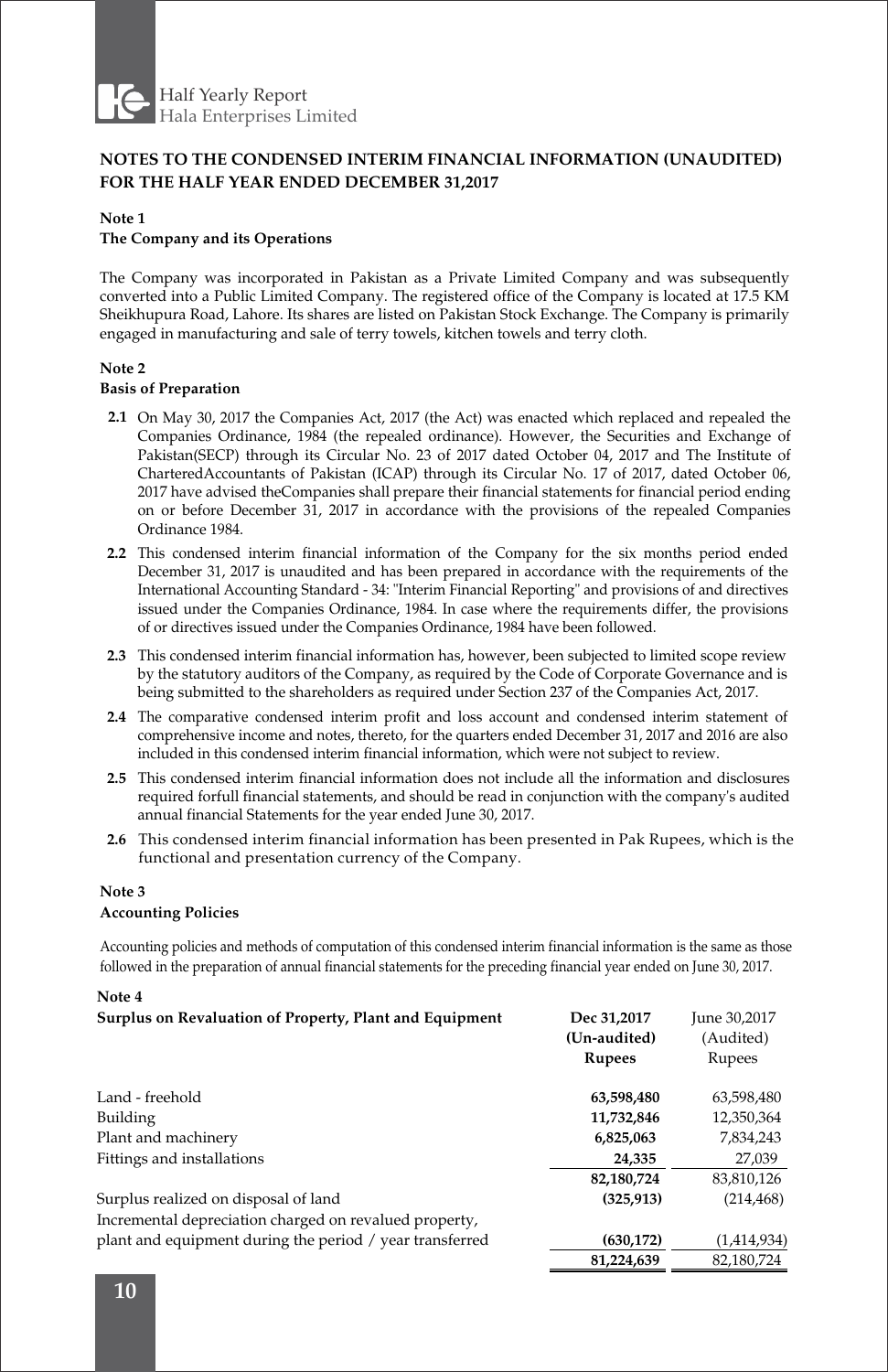## NOTES TO THE CONDENSED INTERIM FINANCIAL INFORMATION (UNAUDITED) FOR THE HALF YEAR ENDED DECEMBER 31,2017

### Note 1
### The Company and its Operations

The Company was incorporated in Pakistan as a Private Limited Company and was subsequently converted into a Public Limited Company. The registered office of the Company is located at 17.5 KM Sheikhupura Road, Lahore. Its shares are listed on Pakistan Stock Exchange. The Company is primarily engaged in manufacturing and sale of terry towels, kitchen towels and terry cloth.

### Note 2
### Basis of Preparation

**2.1** On May 30, 2017 the Companies Act, 2017 (the Act) was enacted which replaced and repealed the Companies Ordinance, 1984 (the repealed ordinance). However, the Securities and Exchange of Pakistan(SECP) through its Circular No. 23 of 2017 dated October 04, 2017 and The Institute of CharteredAccountants of Pakistan (ICAP) through its Circular No. 17 of 2017, dated October 06, 2017 have advised theCompanies shall prepare their financial statements for financial period ending on or before December 31, 2017 in accordance with the provisions of the repealed Companies Ordinance 1984.

**2.2** This condensed interim financial information of the Company for the six months period ended December 31, 2017 is unaudited and has been prepared in accordance with the requirements of the International Accounting Standard - 34: "Interim Financial Reporting" and provisions of and directives issued under the Companies Ordinance, 1984. In case where the requirements differ, the provisions of or directives issued under the Companies Ordinance, 1984 have been followed.

**2.3** This condensed interim financial information has, however, been subjected to limited scope review by the statutory auditors of the Company, as required by the Code of Corporate Governance and is being submitted to the shareholders as required under Section 237 of the Companies Act, 2017.

**2.4** The comparative condensed interim profit and loss account and condensed interim statement of comprehensive income and notes, thereto, for the quarters ended December 31, 2017 and 2016 are also included in this condensed interim financial information, which were not subject to review.

**2.5** This condensed interim financial information does not include all the information and disclosures required forfull financial statements, and should be read in conjunction with the company's audited annual financial Statements for the year ended June 30, 2017.

**2.6** This condensed interim financial information has been presented in Pak Rupees, which is the functional and presentation currency of the Company.

### Note 3
### Accounting Policies

Accounting policies and methods of computation of this condensed interim financial information is the same as those followed in the preparation of annual financial statements for the preceding financial year ended on June 30, 2017.

### Note 4
### Surplus on Revaluation of Property, Plant and Equipment

| | **Dec 31,2017 (Un-audited) Rupees** | June 30,2017 (Audited) Rupees |
|---|---|---|
| Land - freehold | **63,598,480** | 63,598,480 |
| Building | **11,732,846** | 12,350,364 |
| Plant and machinery | **6,825,063** | 7,834,243 |
| Fittings and installations | **24,335** | 27,039 |
| | **82,180,724** | 83,810,126 |
| Surplus realized on disposal of land | **(325,913)** | (214,468) |
| Incremental depreciation charged on revalued property, plant and equipment during the period / year transferred | **(630,172)** | (1,414,934) |
| | **81,224,639** | 82,180,724 |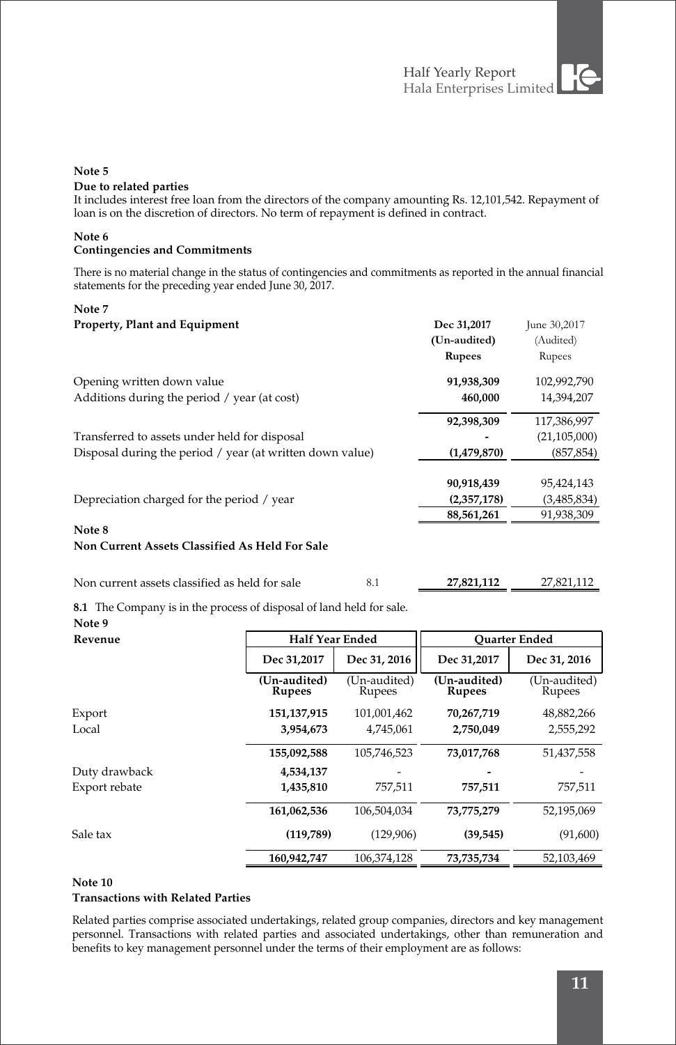**Note 5**

**Due to related parties**

It includes interest free loan from the directors of the company amounting Rs. 12,101,542. Repayment of loan is on the discretion of directors. No term of repayment is defined in contract.

**Note 6**

**Contingencies and Commitments**

There is no material change in the status of contingencies and commitments as reported in the annual financial statements for the preceding year ended June 30, 2017.

**Note 7**

| **Property, Plant and Equipment** | **Dec 31,2017 (Un-audited) Rupees** | June 30,2017 (Audited) Rupees |
|---|---|---|
| Opening written down value | **91,938,309** | 102,992,790 |
| Additions during the period / year (at cost) | **460,000** | 14,394,207 |
| | **92,398,309** | 117,386,997 |
| Transferred to assets under held for disposal | **-** | (21,105,000) |
| Disposal during the period / year (at written down value) | **(1,479,870)** | (857,854) |
| | **90,918,439** | 95,424,143 |
| Depreciation charged for the period / year | **(2,357,178)** | (3,485,834) |
| | **88,561,261** | 91,938,309 |

**Note 8**

**Non Current Assets Classified As Held For Sale**

| | | | |
|---|---|---|---|
| Non current assets classified as held for sale | 8.1 | **27,821,112** | 27,821,112 |

**8.1** The Company is in the process of disposal of land held for sale.

**Note 9**

| **Revenue** | **Half Year Ended** | | **Quarter Ended** | |
|---|---|---|---|---|
| | **Dec 31,2017** | **Dec 31, 2016** | **Dec 31,2017** | **Dec 31, 2016** |
| | **(Un-audited) Rupees** | (Un-audited) Rupees | **(Un-audited) Rupees** | (Un-audited) Rupees |
| Export | **151,137,915** | 101,001,462 | **70,267,719** | 48,882,266 |
| Local | **3,954,673** | 4,745,061 | **2,750,049** | 2,555,292 |
| | **155,092,588** | 105,746,523 | **73,017,768** | 51,437,558 |
| Duty drawback | **4,534,137** | - | **-** | - |
| Export rebate | **1,435,810** | 757,511 | **757,511** | 757,511 |
| | **161,062,536** | 106,504,034 | **73,775,279** | 52,195,069 |
| Sale tax | **(119,789)** | (129,906) | **(39,545)** | (91,600) |
| | **160,942,747** | 106,374,128 | **73,735,734** | 52,103,469 |

**Note 10**

**Transactions with Related Parties**

Related parties comprise associated undertakings, related group companies, directors and key management personnel. Transactions with related parties and associated undertakings, other than remuneration and benefits to key management personnel under the terms of their employment are as follows: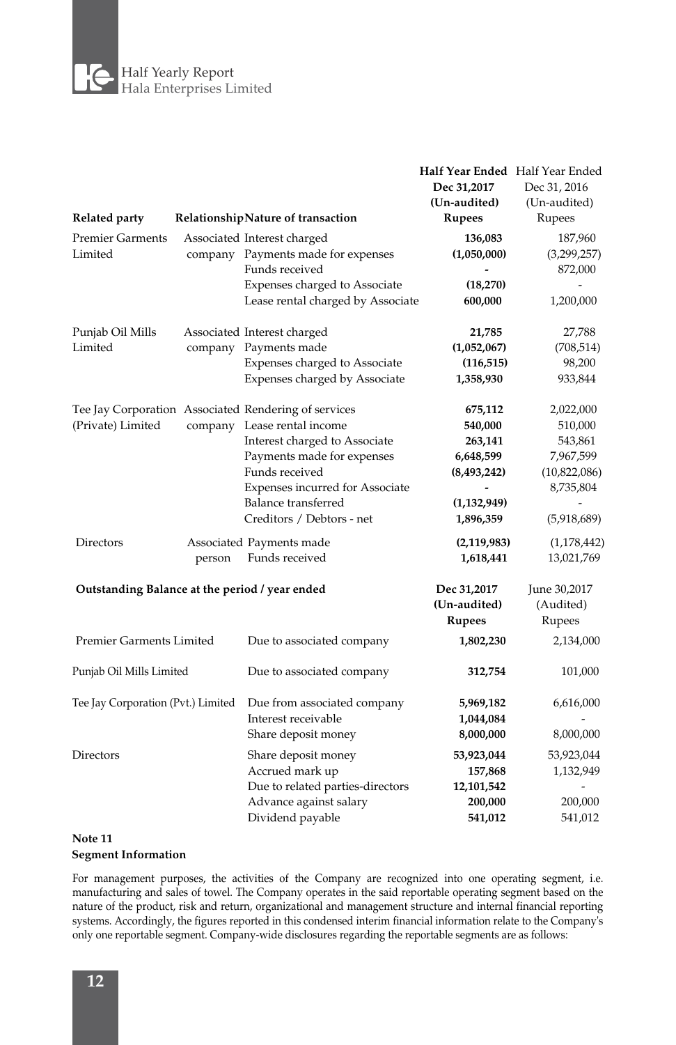| Related party | Relationship | Nature of transaction | Half Year Ended Dec 31,2017 (Un-audited) Rupees | Half Year Ended Dec 31, 2016 (Un-audited) Rupees |
|---|---|---|---|---|
| Premier Garments Limited | Associated company | Interest charged | **136,083** | 187,960 |
| | | Payments made for expenses | **(1,050,000)** | (3,299,257) |
| | | Funds received | **-** | 872,000 |
| | | Expenses charged to Associate | **(18,270)** | - |
| | | Lease rental charged by Associate | **600,000** | 1,200,000 |
| Punjab Oil Mills Limited | Associated company | Interest charged | **21,785** | 27,788 |
| | | Payments made | **(1,052,067)** | (708,514) |
| | | Expenses charged to Associate | **(116,515)** | 98,200 |
| | | Expenses charged by Associate | **1,358,930** | 933,844 |
| Tee Jay Corporation (Private) Limited | Associated company | Rendering of services | **675,112** | 2,022,000 |
| | | Lease rental income | **540,000** | 510,000 |
| | | Interest charged to Associate | **263,141** | 543,861 |
| | | Payments made for expenses | **6,648,599** | 7,967,599 |
| | | Funds received | **(8,493,242)** | (10,822,086) |
| | | Expenses incurred for Associate | **-** | 8,735,804 |
| | | Balance transferred | **(1,132,949)** | - |
| | | Creditors / Debtors - net | **1,896,359** | (5,918,689) |
| Directors | Associated person | Payments made | **(2,119,983)** | (1,178,442) |
| | | Funds received | **1,618,441** | 13,021,769 |

| Outstanding Balance at the period / year ended | | Dec 31,2017 (Un-audited) Rupees | June 30,2017 (Audited) Rupees |
|---|---|---|---|
| Premier Garments Limited | Due to associated company | **1,802,230** | 2,134,000 |
| Punjab Oil Mills Limited | Due to associated company | **312,754** | 101,000 |
| Tee Jay Corporation (Pvt.) Limited | Due from associated company | **5,969,182** | 6,616,000 |
| | Interest receivable | **1,044,084** | - |
| | Share deposit money | **8,000,000** | 8,000,000 |
| Directors | Share deposit money | **53,923,044** | 53,923,044 |
| | Accrued mark up | **157,868** | 1,132,949 |
| | Due to related parties-directors | **12,101,542** | - |
| | Advance against salary | **200,000** | 200,000 |
| | Dividend payable | **541,012** | 541,012 |

**Note 11**
**Segment Information**

For management purposes, the activities of the Company are recognized into one operating segment, i.e. manufacturing and sales of towel. The Company operates in the said reportable operating segment based on the nature of the product, risk and return, organizational and management structure and internal financial reporting systems. Accordingly, the figures reported in this condensed interim financial information relate to the Company's only one reportable segment. Company-wide disclosures regarding the reportable segments are as follows: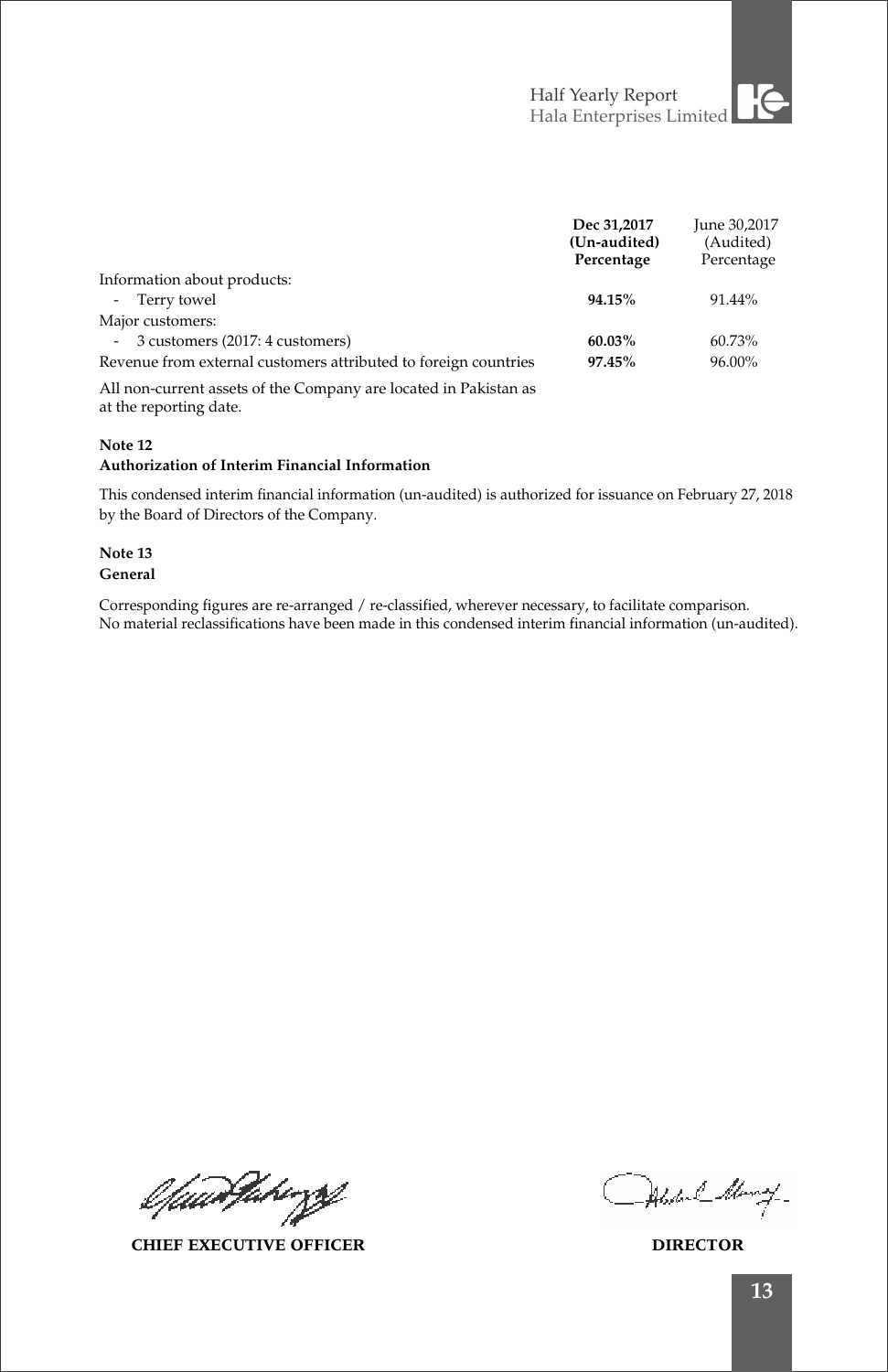| | **Dec 31,2017 (Un-audited) Percentage** | June 30,2017 (Audited) Percentage |
|---|---|---|
| Information about products: | | |
| - Terry towel | **94.15%** | 91.44% |
| Major customers: | | |
| - 3 customers (2017: 4 customers) | **60.03%** | 60.73% |
| Revenue from external customers attributed to foreign countries | **97.45%** | 96.00% |

All non-current assets of the Company are located in Pakistan as at the reporting date.

**Note 12**
**Authorization of Interim Financial Information**

This condensed interim financial information (un-audited) is authorized for issuance on February 27, 2018 by the Board of Directors of the Company.

**Note 13**
**General**

Corresponding figures are re-arranged / re-classified, wherever necessary, to facilitate comparison.
No material reclassifications have been made in this condensed interim financial information (un-audited).

**CHIEF EXECUTIVE OFFICER** **DIRECTOR**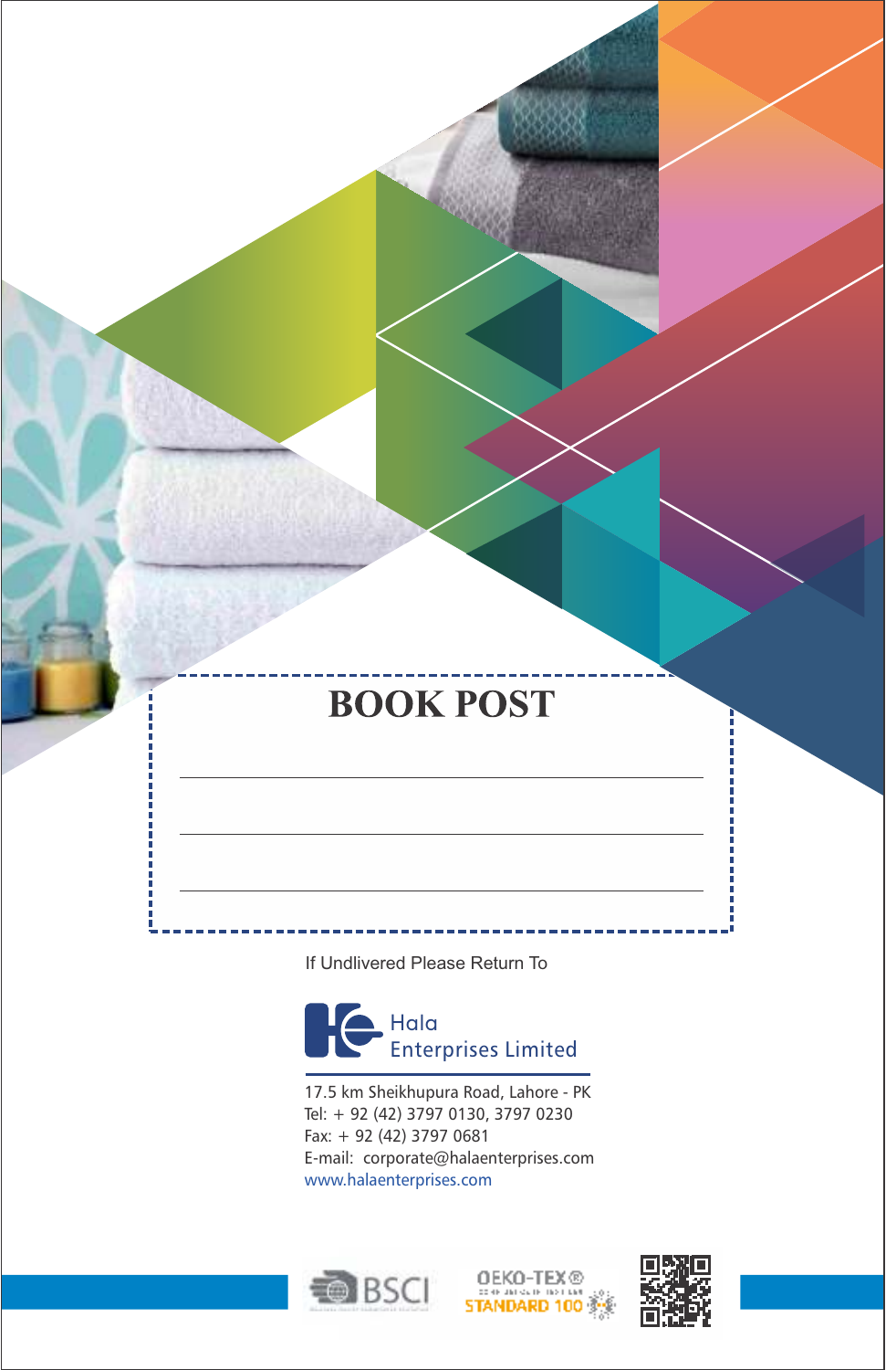# BOOK POST

If Undlivered Please Return To

Hala
Enterprises Limited

17.5 km Sheikhupura Road, Lahore - PK
Tel: + 92 (42) 3797 0130, 3797 0230
Fax: + 92 (42) 3797 0681
E-mail: corporate@halaenterprises.com
www.halaenterprises.com

BSCI

OEKO-TEX®
STANDARD 100